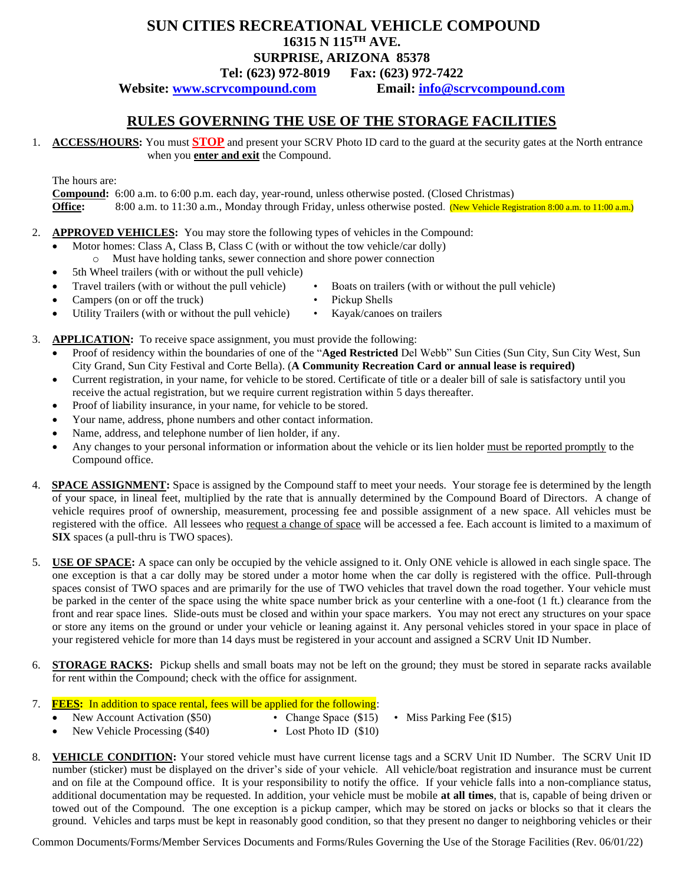# SUN CITIES RECREATIONAL VEHICLE COMPOUND

**16315 N 115TH AVE.**
**SURPRISE, ARIZONA 85378**
**Tel: (623) 972-8019 Fax: (623) 972-7422**
**Website: [www.scrvcompound.com](http://www.scrvcompound.com) Email: [info@scrvcompound.com](mailto:info@scrvcompound.com)**

## RULES GOVERNING THE USE OF THE STORAGE FACILITIES

1. **ACCESS/HOURS:** You must **STOP** and present your SCRV Photo ID card to the guard at the security gates at the North entrance when you **enter and exit** the Compound.

   The hours are:
   **Compound:** 6:00 a.m. to 6:00 p.m. each day, year-round, unless otherwise posted. (Closed Christmas)
   **Office:** 8:00 a.m. to 11:30 a.m., Monday through Friday, unless otherwise posted. (New Vehicle Registration 8:00 a.m. to 11:00 a.m.)

2. **APPROVED VEHICLES:** You may store the following types of vehicles in the Compound:
   - Motor homes: Class A, Class B, Class C (with or without the tow vehicle/car dolly)
     - Must have holding tanks, sewer connection and shore power connection
   - 5th Wheel trailers (with or without the pull vehicle)
   - Travel trailers (with or without the pull vehicle)
   - Campers (on or off the truck)
   - Utility Trailers (with or without the pull vehicle)
   - Boats on trailers (with or without the pull vehicle)
   - Pickup Shells
   - Kayak/canoes on trailers

3. **APPLICATION:** To receive space assignment, you must provide the following:
   - Proof of residency within the boundaries of one of the "**Aged Restricted** Del Webb" Sun Cities (Sun City, Sun City West, Sun City Grand, Sun City Festival and Corte Bella). (**A Community Recreation Card or annual lease is required)**
   - Current registration, in your name, for vehicle to be stored. Certificate of title or a dealer bill of sale is satisfactory until you receive the actual registration, but we require current registration within 5 days thereafter.
   - Proof of liability insurance, in your name, for vehicle to be stored.
   - Your name, address, phone numbers and other contact information.
   - Name, address, and telephone number of lien holder, if any.
   - Any changes to your personal information or information about the vehicle or its lien holder must be reported promptly to the Compound office.

4. **SPACE ASSIGNMENT:** Space is assigned by the Compound staff to meet your needs. Your storage fee is determined by the length of your space, in lineal feet, multiplied by the rate that is annually determined by the Compound Board of Directors. A change of vehicle requires proof of ownership, measurement, processing fee and possible assignment of a new space. All vehicles must be registered with the office. All lessees who request a change of space will be accessed a fee. Each account is limited to a maximum of **SIX** spaces (a pull-thru is TWO spaces).

5. **USE OF SPACE:** A space can only be occupied by the vehicle assigned to it. Only ONE vehicle is allowed in each single space. The one exception is that a car dolly may be stored under a motor home when the car dolly is registered with the office. Pull-through spaces consist of TWO spaces and are primarily for the use of TWO vehicles that travel down the road together. Your vehicle must be parked in the center of the space using the white space number brick as your centerline with a one-foot (1 ft.) clearance from the front and rear space lines. Slide-outs must be closed and within your space markers. You may not erect any structures on your space or store any items on the ground or under your vehicle or leaning against it. Any personal vehicles stored in your space in place of your registered vehicle for more than 14 days must be registered in your account and assigned a SCRV Unit ID Number.

6. **STORAGE RACKS:** Pickup shells and small boats may not be left on the ground; they must be stored in separate racks available for rent within the Compound; check with the office for assignment.

7. **FEES:** In addition to space rental, fees will be applied for the following:
   - New Account Activation ($50)
   - New Vehicle Processing ($40)
   - Change Space ($15)
   - Lost Photo ID ($10)
   - Miss Parking Fee ($15)

8. **VEHICLE CONDITION:** Your stored vehicle must have current license tags and a SCRV Unit ID Number. The SCRV Unit ID number (sticker) must be displayed on the driver's side of your vehicle. All vehicle/boat registration and insurance must be current and on file at the Compound office. It is your responsibility to notify the office. If your vehicle falls into a non-compliance status, additional documentation may be requested. In addition, your vehicle must be mobile **at all times**, that is, capable of being driven or towed out of the Compound. The one exception is a pickup camper, which may be stored on jacks or blocks so that it clears the ground. Vehicles and tarps must be kept in reasonably good condition, so that they present no danger to neighboring vehicles or their

Common Documents/Forms/Member Services Documents and Forms/Rules Governing the Use of the Storage Facilities (Rev. 06/01/22)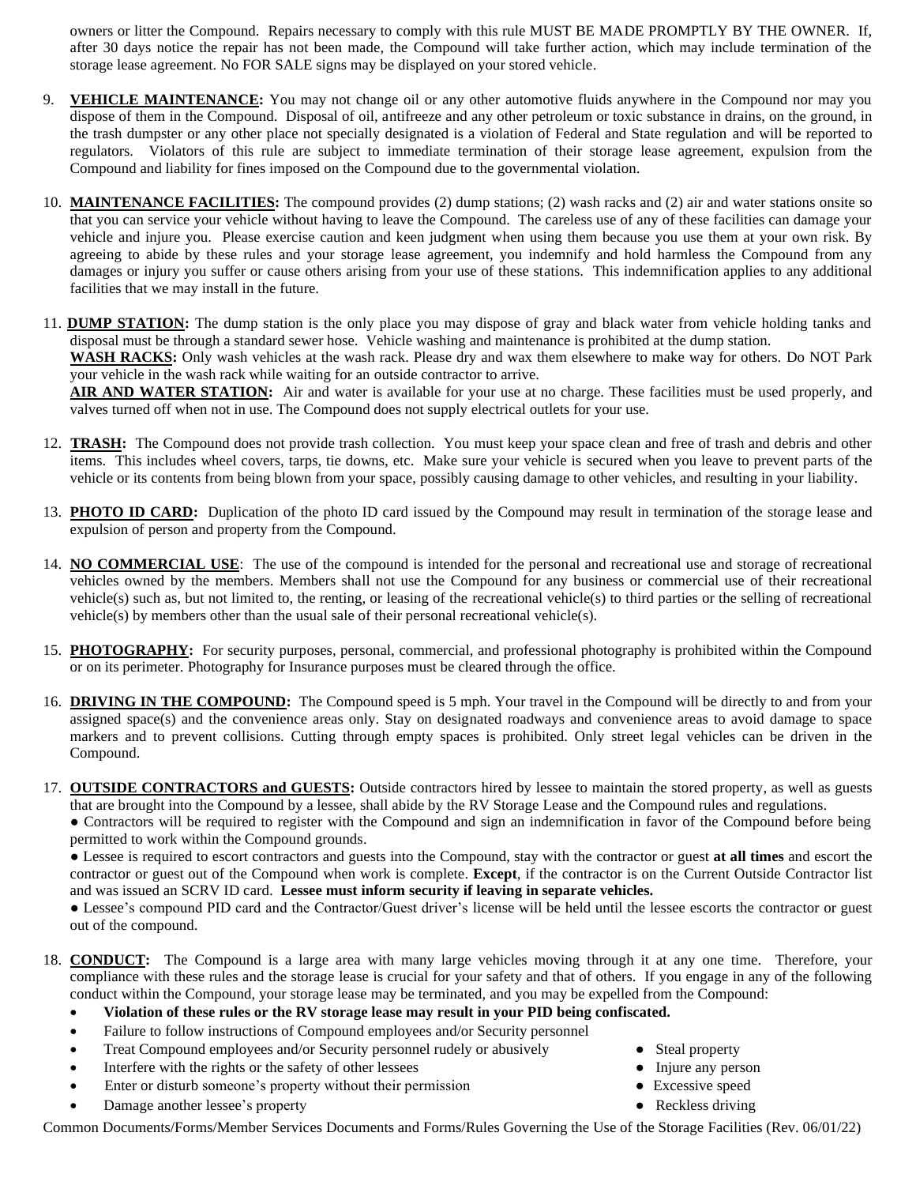owners or litter the Compound. Repairs necessary to comply with this rule MUST BE MADE PROMPTLY BY THE OWNER. If, after 30 days notice the repair has not been made, the Compound will take further action, which may include termination of the storage lease agreement. No FOR SALE signs may be displayed on your stored vehicle.

9. **VEHICLE MAINTENANCE:** You may not change oil or any other automotive fluids anywhere in the Compound nor may you dispose of them in the Compound. Disposal of oil, antifreeze and any other petroleum or toxic substance in drains, on the ground, in the trash dumpster or any other place not specially designated is a violation of Federal and State regulation and will be reported to regulators. Violators of this rule are subject to immediate termination of their storage lease agreement, expulsion from the Compound and liability for fines imposed on the Compound due to the governmental violation.

10. **MAINTENANCE FACILITIES:** The compound provides (2) dump stations; (2) wash racks and (2) air and water stations onsite so that you can service your vehicle without having to leave the Compound. The careless use of any of these facilities can damage your vehicle and injure you. Please exercise caution and keen judgment when using them because you use them at your own risk. By agreeing to abide by these rules and your storage lease agreement, you indemnify and hold harmless the Compound from any damages or injury you suffer or cause others arising from your use of these stations. This indemnification applies to any additional facilities that we may install in the future.

11. **DUMP STATION:** The dump station is the only place you may dispose of gray and black water from vehicle holding tanks and disposal must be through a standard sewer hose. Vehicle washing and maintenance is prohibited at the dump station.
    **WASH RACKS:** Only wash vehicles at the wash rack. Please dry and wax them elsewhere to make way for others. Do NOT Park your vehicle in the wash rack while waiting for an outside contractor to arrive.
    **AIR AND WATER STATION:** Air and water is available for your use at no charge. These facilities must be used properly, and valves turned off when not in use. The Compound does not supply electrical outlets for your use.

12. **TRASH:** The Compound does not provide trash collection. You must keep your space clean and free of trash and debris and other items. This includes wheel covers, tarps, tie downs, etc. Make sure your vehicle is secured when you leave to prevent parts of the vehicle or its contents from being blown from your space, possibly causing damage to other vehicles, and resulting in your liability.

13. **PHOTO ID CARD:** Duplication of the photo ID card issued by the Compound may result in termination of the storage lease and expulsion of person and property from the Compound.

14. **NO COMMERCIAL USE**: The use of the compound is intended for the personal and recreational use and storage of recreational vehicles owned by the members. Members shall not use the Compound for any business or commercial use of their recreational vehicle(s) such as, but not limited to, the renting, or leasing of the recreational vehicle(s) to third parties or the selling of recreational vehicle(s) by members other than the usual sale of their personal recreational vehicle(s).

15. **PHOTOGRAPHY:** For security purposes, personal, commercial, and professional photography is prohibited within the Compound or on its perimeter. Photography for Insurance purposes must be cleared through the office.

16. **DRIVING IN THE COMPOUND:** The Compound speed is 5 mph. Your travel in the Compound will be directly to and from your assigned space(s) and the convenience areas only. Stay on designated roadways and convenience areas to avoid damage to space markers and to prevent collisions. Cutting through empty spaces is prohibited. Only street legal vehicles can be driven in the Compound.

17. **OUTSIDE CONTRACTORS and GUESTS:** Outside contractors hired by lessee to maintain the stored property, as well as guests that are brought into the Compound by a lessee, shall abide by the RV Storage Lease and the Compound rules and regulations.
    - Contractors will be required to register with the Compound and sign an indemnification in favor of the Compound before being permitted to work within the Compound grounds.
    - Lessee is required to escort contractors and guests into the Compound, stay with the contractor or guest **at all times** and escort the contractor or guest out of the Compound when work is complete. **Except**, if the contractor is on the Current Outside Contractor list and was issued an SCRV ID card. **Lessee must inform security if leaving in separate vehicles.**
    - Lessee's compound PID card and the Contractor/Guest driver's license will be held until the lessee escorts the contractor or guest out of the compound.

18. **CONDUCT:** The Compound is a large area with many large vehicles moving through it at any one time. Therefore, your compliance with these rules and the storage lease is crucial for your safety and that of others. If you engage in any of the following conduct within the Compound, your storage lease may be terminated, and you may be expelled from the Compound:
    - **Violation of these rules or the RV storage lease may result in your PID being confiscated.**
    - Failure to follow instructions of Compound employees and/or Security personnel
    - Treat Compound employees and/or Security personnel rudely or abusively
    - Interfere with the rights or the safety of other lessees
    - Enter or disturb someone's property without their permission
    - Damage another lessee's property
    - Steal property
    - Injure any person
    - Excessive speed
    - Reckless driving

Common Documents/Forms/Member Services Documents and Forms/Rules Governing the Use of the Storage Facilities (Rev. 06/01/22)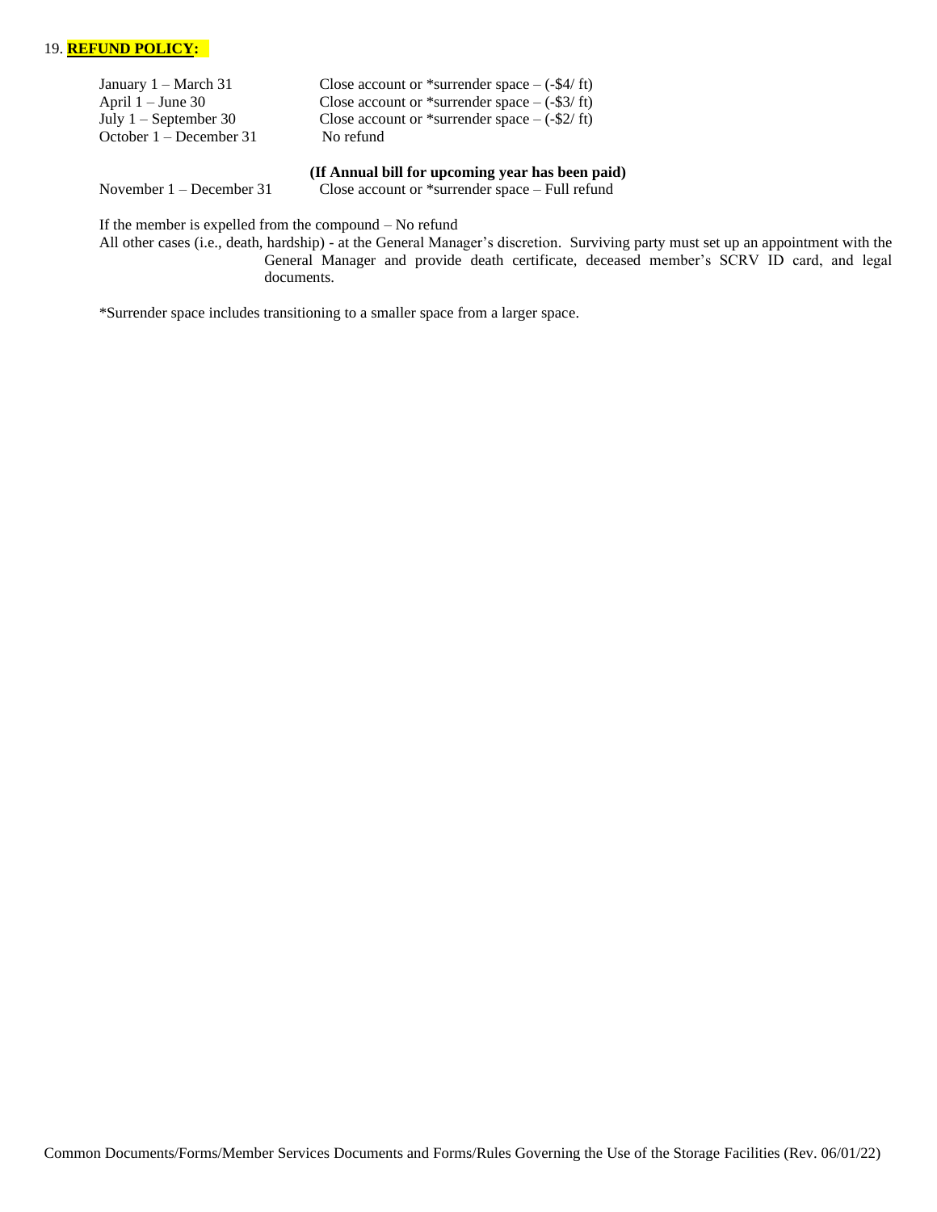19. **REFUND POLICY:**

| | |
|---|---|
| January 1 – March 31 | Close account or *surrender space – (-$4/ ft) |
| April 1 – June 30 | Close account or *surrender space – (-$3/ ft) |
| July 1 – September 30 | Close account or *surrender space – (-$2/ ft) |
| October 1 – December 31 | No refund |

**(If Annual bill for upcoming year has been paid)**

| | |
|---|---|
| November 1 – December 31 | Close account or *surrender space – Full refund |

If the member is expelled from the compound – No refund

All other cases (i.e., death, hardship) - at the General Manager's discretion. Surviving party must set up an appointment with the General Manager and provide death certificate, deceased member's SCRV ID card, and legal documents.

*Surrender space includes transitioning to a smaller space from a larger space.